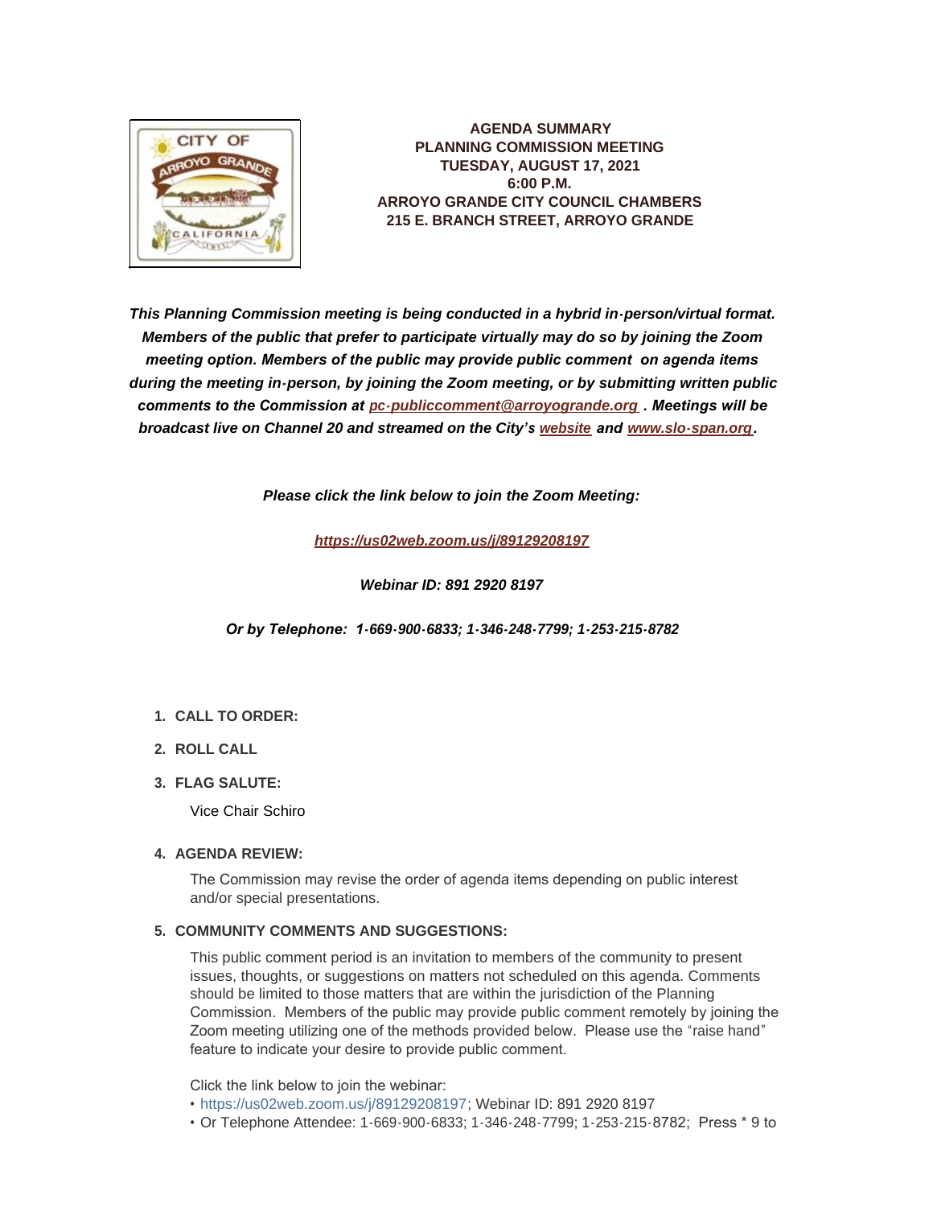**AGENDA SUMMARY**
**PLANNING COMMISSION MEETING**
**TUESDAY, AUGUST 17, 2021**
**6:00 P.M.**
**ARROYO GRANDE CITY COUNCIL CHAMBERS**
**215 E. BRANCH STREET, ARROYO GRANDE**

***This Planning Commission meeting is being conducted in a hybrid in-person/virtual format. Members of the public that prefer to participate virtually may do so by joining the Zoom meeting option. Members of the public may provide public comment on agenda items during the meeting in-person, by joining the Zoom meeting, or by submitting written public comments to the Commission at [pc-publiccomment@arroyogrande.org](mailto:pc-publiccomment@arroyogrande.org) . Meetings will be broadcast live on Channel 20 and streamed on the City's website and [www.slo-span.org](http://www.slo-span.org).***

***Please click the link below to join the Zoom Meeting:***

***[https://us02web.zoom.us/j/89129208197](https://us02web.zoom.us/j/89129208197)***

***Webinar ID: 891 2920 8197***

***Or by Telephone: 1-669-900-6833; 1-346-248-7799; 1-253-215-8782***

1. **CALL TO ORDER:**

2. **ROLL CALL**

3. **FLAG SALUTE:**

   Vice Chair Schiro

4. **AGENDA REVIEW:**

   The Commission may revise the order of agenda items depending on public interest and/or special presentations.

5. **COMMUNITY COMMENTS AND SUGGESTIONS:**

   This public comment period is an invitation to members of the community to present issues, thoughts, or suggestions on matters not scheduled on this agenda. Comments should be limited to those matters that are within the jurisdiction of the Planning Commission. Members of the public may provide public comment remotely by joining the Zoom meeting utilizing one of the methods provided below. Please use the "raise hand" feature to indicate your desire to provide public comment.

   Click the link below to join the webinar:
   - https://us02web.zoom.us/j/89129208197; Webinar ID: 891 2920 8197
   - Or Telephone Attendee: 1-669-900-6833; 1-346-248-7799; 1-253-215-8782; Press * 9 to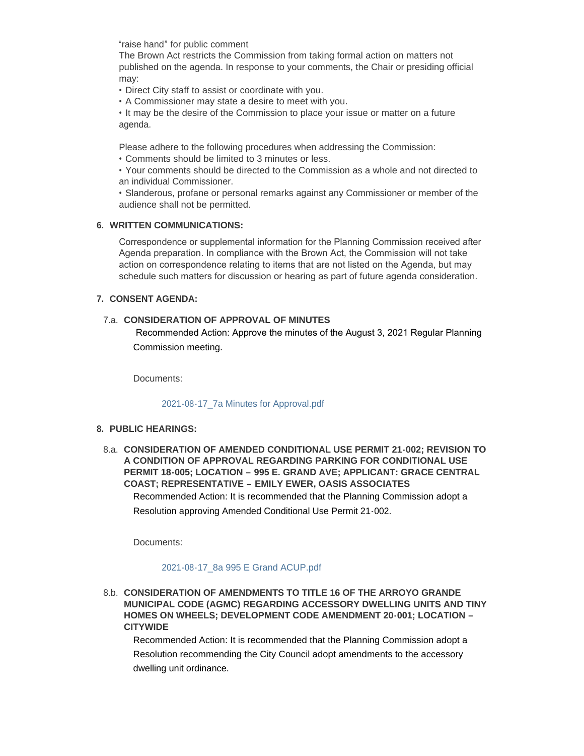"raise hand" for public comment

The Brown Act restricts the Commission from taking formal action on matters not published on the agenda. In response to your comments, the Chair or presiding official may:

- Direct City staff to assist or coordinate with you.
- A Commissioner may state a desire to meet with you.
- It may be the desire of the Commission to place your issue or matter on a future agenda.

Please adhere to the following procedures when addressing the Commission:

- Comments should be limited to 3 minutes or less.
- Your comments should be directed to the Commission as a whole and not directed to an individual Commissioner.
- Slanderous, profane or personal remarks against any Commissioner or member of the audience shall not be permitted.

## 6. WRITTEN COMMUNICATIONS:

Correspondence or supplemental information for the Planning Commission received after Agenda preparation. In compliance with the Brown Act, the Commission will not take action on correspondence relating to items that are not listed on the Agenda, but may schedule such matters for discussion or hearing as part of future agenda consideration.

## 7. CONSENT AGENDA:

### 7.a. CONSIDERATION OF APPROVAL OF MINUTES

Recommended Action: Approve the minutes of the August 3, 2021 Regular Planning Commission meeting.

Documents:

2021-08-17_7a Minutes for Approval.pdf

## 8. PUBLIC HEARINGS:

### 8.a. CONSIDERATION OF AMENDED CONDITIONAL USE PERMIT 21-002; REVISION TO A CONDITION OF APPROVAL REGARDING PARKING FOR CONDITIONAL USE PERMIT 18-005; LOCATION – 995 E. GRAND AVE; APPLICANT: GRACE CENTRAL COAST; REPRESENTATIVE – EMILY EWER, OASIS ASSOCIATES

Recommended Action: It is recommended that the Planning Commission adopt a Resolution approving Amended Conditional Use Permit 21-002.

Documents:

2021-08-17_8a 995 E Grand ACUP.pdf

### 8.b. CONSIDERATION OF AMENDMENTS TO TITLE 16 OF THE ARROYO GRANDE MUNICIPAL CODE (AGMC) REGARDING ACCESSORY DWELLING UNITS AND TINY HOMES ON WHEELS; DEVELOPMENT CODE AMENDMENT 20-001; LOCATION – CITYWIDE

Recommended Action: It is recommended that the Planning Commission adopt a Resolution recommending the City Council adopt amendments to the accessory dwelling unit ordinance.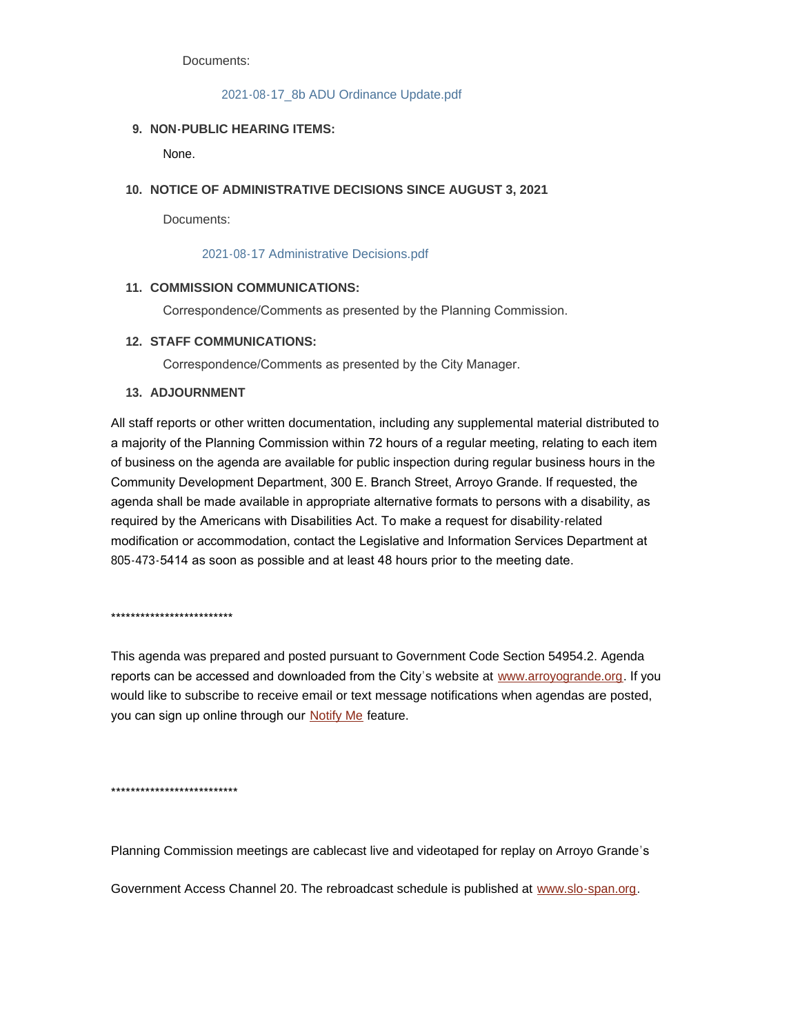Documents:

2021-08-17_8b ADU Ordinance Update.pdf

**9. NON-PUBLIC HEARING ITEMS:**

None.

**10. NOTICE OF ADMINISTRATIVE DECISIONS SINCE AUGUST 3, 2021**

Documents:

2021-08-17 Administrative Decisions.pdf

**11. COMMISSION COMMUNICATIONS:**

Correspondence/Comments as presented by the Planning Commission.

**12. STAFF COMMUNICATIONS:**

Correspondence/Comments as presented by the City Manager.

**13. ADJOURNMENT**

All staff reports or other written documentation, including any supplemental material distributed to a majority of the Planning Commission within 72 hours of a regular meeting, relating to each item of business on the agenda are available for public inspection during regular business hours in the Community Development Department, 300 E. Branch Street, Arroyo Grande. If requested, the agenda shall be made available in appropriate alternative formats to persons with a disability, as required by the Americans with Disabilities Act. To make a request for disability-related modification or accommodation, contact the Legislative and Information Services Department at 805-473-5414 as soon as possible and at least 48 hours prior to the meeting date.

*************************

This agenda was prepared and posted pursuant to Government Code Section 54954.2. Agenda reports can be accessed and downloaded from the City's website at www.arroyogrande.org. If you would like to subscribe to receive email or text message notifications when agendas are posted, you can sign up online through our Notify Me feature.

**************************

Planning Commission meetings are cablecast live and videotaped for replay on Arroyo Grande's

Government Access Channel 20. The rebroadcast schedule is published at www.slo-span.org.